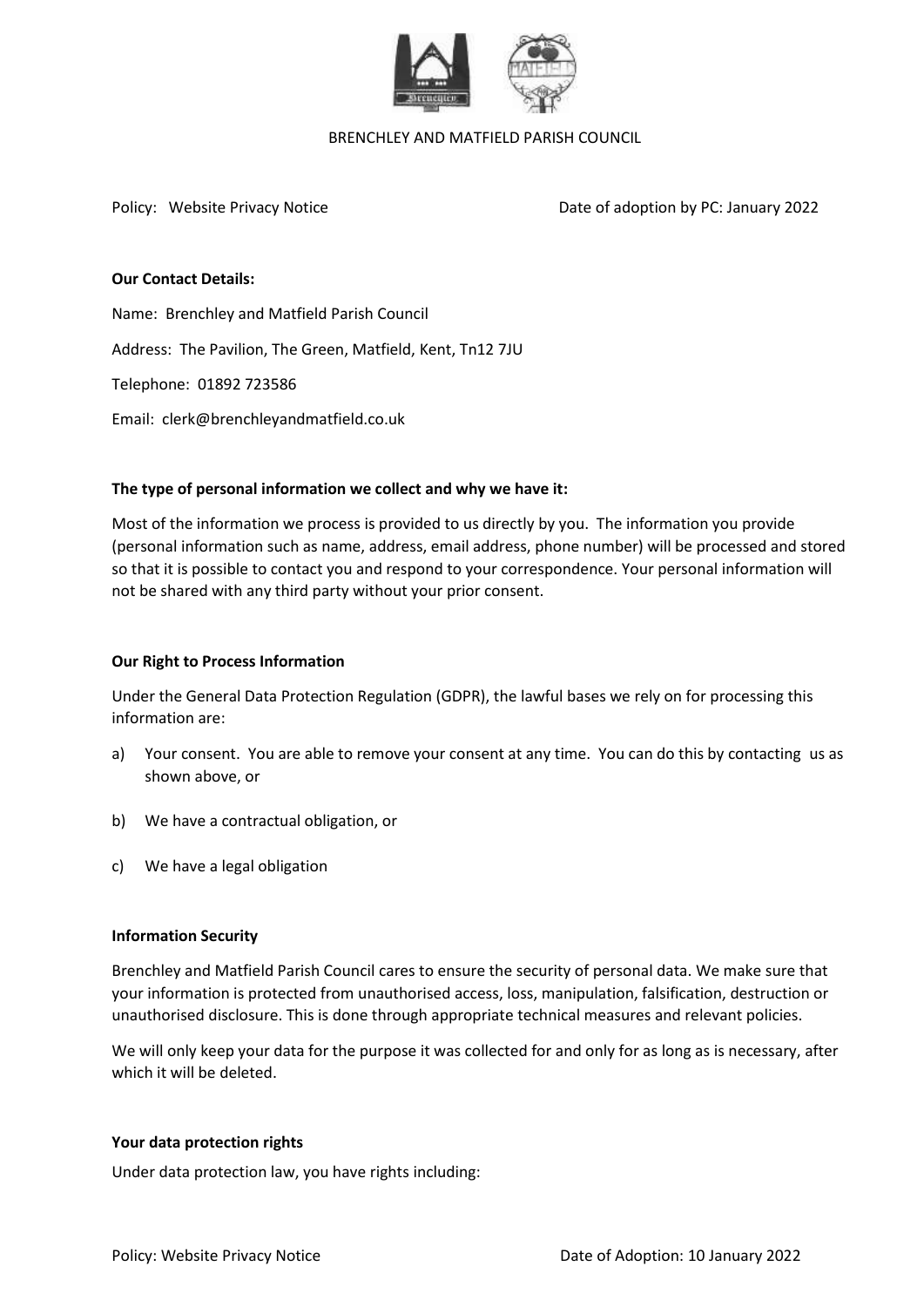BRENCHLEY AND MATFIELD PARISH COUNCIL

Policy: Website Privacy Notice    Date of adoption by PC: January 2022

**Our Contact Details:**

Name: Brenchley and Matfield Parish Council

Address: The Pavilion, The Green, Matfield, Kent, Tn12 7JU

Telephone: 01892 723586

Email: clerk@brenchleyandmatfield.co.uk

**The type of personal information we collect and why we have it:**

Most of the information we process is provided to us directly by you. The information you provide (personal information such as name, address, email address, phone number) will be processed and stored so that it is possible to contact you and respond to your correspondence. Your personal information will not be shared with any third party without your prior consent.

**Our Right to Process Information**

Under the General Data Protection Regulation (GDPR), the lawful bases we rely on for processing this information are:

a) Your consent. You are able to remove your consent at any time. You can do this by contacting us as shown above, or

b) We have a contractual obligation, or

c) We have a legal obligation

**Information Security**

Brenchley and Matfield Parish Council cares to ensure the security of personal data. We make sure that your information is protected from unauthorised access, loss, manipulation, falsification, destruction or unauthorised disclosure. This is done through appropriate technical measures and relevant policies.

We will only keep your data for the purpose it was collected for and only for as long as is necessary, after which it will be deleted.

**Your data protection rights**

Under data protection law, you have rights including: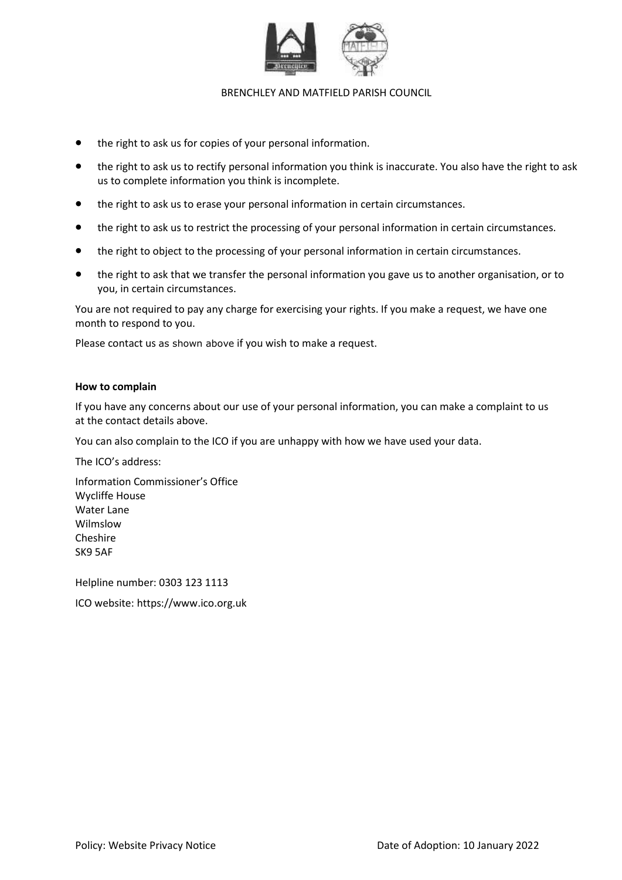- the right to ask us for copies of your personal information.
- the right to ask us to rectify personal information you think is inaccurate. You also have the right to ask us to complete information you think is incomplete.
- the right to ask us to erase your personal information in certain circumstances.
- the right to ask us to restrict the processing of your personal information in certain circumstances.
- the right to object to the processing of your personal information in certain circumstances.
- the right to ask that we transfer the personal information you gave us to another organisation, or to you, in certain circumstances.

You are not required to pay any charge for exercising your rights. If you make a request, we have one month to respond to you.

Please contact us as shown above if you wish to make a request.

**How to complain**

If you have any concerns about our use of your personal information, you can make a complaint to us at the contact details above.

You can also complain to the ICO if you are unhappy with how we have used your data.

The ICO's address:

Information Commissioner's Office
Wycliffe House
Water Lane
Wilmslow
Cheshire
SK9 5AF

Helpline number: 0303 123 1113

ICO website: https://www.ico.org.uk